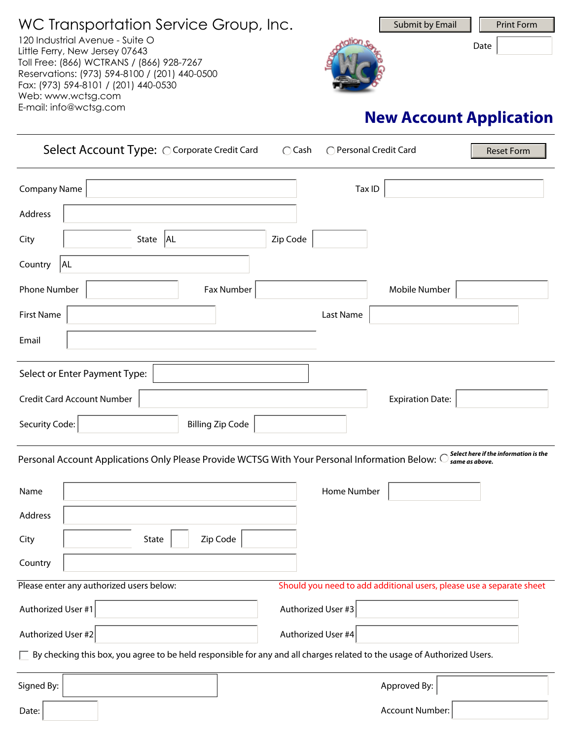# WC Transportation Service Group, Inc.

120 Industrial Avenue - Suite O
Little Ferry, New Jersey 07643
Toll Free: (866) WCTRANS / (866) 928-7267
Reservations: (973) 594-8100 / (201) 440-0500
Fax: (973) 594-8101 / (201) 440-0530
Web: www.wctsg.com
E-mail: info@wctsg.com

Submit by Email | Print Form

Date

## New Account Application

Select Account Type: ◯ Corporate Credit Card ◯ Cash ◯ Personal Credit Card

Reset Form

Company Name | Tax ID

Address

City | State AL | Zip Code

Country AL

Phone Number | Fax Number | Mobile Number

First Name | Last Name

Email

Select or Enter Payment Type:

Credit Card Account Number | Expiration Date:

Security Code: | Billing Zip Code

Personal Account Applications Only Please Provide WCTSG With Your Personal Information Below: ◯ ***Select here if the information is the same as above.***

Name | Home Number

Address

City | State | Zip Code

Country

Please enter any authorized users below:

Should you need to add additional users, please use a separate sheet

Authorized User #1 | Authorized User #3

Authorized User #2 | Authorized User #4

☐ By checking this box, you agree to be held responsible for any and all charges related to the usage of Authorized Users.

Signed By: | Approved By:

Date: | Account Number: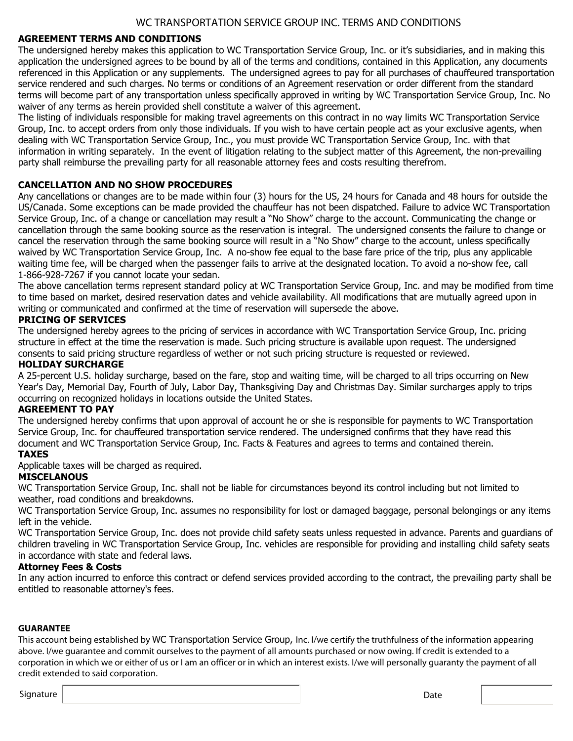# WC TRANSPORTATION SERVICE GROUP INC. TERMS AND CONDITIONS

## AGREEMENT TERMS AND CONDITIONS

The undersigned hereby makes this application to WC Transportation Service Group, Inc. or it's subsidiaries, and in making this application the undersigned agrees to be bound by all of the terms and conditions, contained in this Application, any documents referenced in this Application or any supplements. The undersigned agrees to pay for all purchases of chauffeured transportation service rendered and such charges. No terms or conditions of an Agreement reservation or order different from the standard terms will become part of any transportation unless specifically approved in writing by WC Transportation Service Group, Inc. No waiver of any terms as herein provided shell constitute a waiver of this agreement.

The listing of individuals responsible for making travel agreements on this contract in no way limits WC Transportation Service Group, Inc. to accept orders from only those individuals. If you wish to have certain people act as your exclusive agents, when dealing with WC Transportation Service Group, Inc., you must provide WC Transportation Service Group, Inc. with that information in writing separately. In the event of litigation relating to the subject matter of this Agreement, the non-prevailing party shall reimburse the prevailing party for all reasonable attorney fees and costs resulting therefrom.

## CANCELLATION AND NO SHOW PROCEDURES

Any cancellations or changes are to be made within four (3) hours for the US, 24 hours for Canada and 48 hours for outside the US/Canada. Some exceptions can be made provided the chauffeur has not been dispatched. Failure to advice WC Transportation Service Group, Inc. of a change or cancellation may result a "No Show" charge to the account. Communicating the change or cancellation through the same booking source as the reservation is integral. The undersigned consents the failure to change or cancel the reservation through the same booking source will result in a "No Show" charge to the account, unless specifically waived by WC Transportation Service Group, Inc. A no-show fee equal to the base fare price of the trip, plus any applicable waiting time fee, will be charged when the passenger fails to arrive at the designated location. To avoid a no-show fee, call 1-866-928-7267 if you cannot locate your sedan.

The above cancellation terms represent standard policy at WC Transportation Service Group, Inc. and may be modified from time to time based on market, desired reservation dates and vehicle availability. All modifications that are mutually agreed upon in writing or communicated and confirmed at the time of reservation will supersede the above.

## PRICING OF SERVICES

The undersigned hereby agrees to the pricing of services in accordance with WC Transportation Service Group, Inc. pricing structure in effect at the time the reservation is made. Such pricing structure is available upon request. The undersigned consents to said pricing structure regardless of wether or not such pricing structure is requested or reviewed.

## HOLIDAY SURCHARGE

A 25-percent U.S. holiday surcharge, based on the fare, stop and waiting time, will be charged to all trips occurring on New Year's Day, Memorial Day, Fourth of July, Labor Day, Thanksgiving Day and Christmas Day. Similar surcharges apply to trips occurring on recognized holidays in locations outside the United States.

## AGREEMENT TO PAY

The undersigned hereby confirms that upon approval of account he or she is responsible for payments to WC Transportation Service Group, Inc. for chauffeured transportation service rendered. The undersigned confirms that they have read this document and WC Transportation Service Group, Inc. Facts & Features and agrees to terms and contained therein.

## TAXES

Applicable taxes will be charged as required.

## MISCELANOUS

WC Transportation Service Group, Inc. shall not be liable for circumstances beyond its control including but not limited to weather, road conditions and breakdowns.

WC Transportation Service Group, Inc. assumes no responsibility for lost or damaged baggage, personal belongings or any items left in the vehicle.

WC Transportation Service Group, Inc. does not provide child safety seats unless requested in advance. Parents and guardians of children traveling in WC Transportation Service Group, Inc. vehicles are responsible for providing and installing child safety seats in accordance with state and federal laws.

## Attorney Fees & Costs

In any action incurred to enforce this contract or defend services provided according to the contract, the prevailing party shall be entitled to reasonable attorney's fees.

## GUARANTEE

This account being established by WC Transportation Service Group, Inc. I/we certify the truthfulness of the information appearing above. I/we guarantee and commit ourselves to the payment of all amounts purchased or now owing. If credit is extended to a corporation in which we or either of us or I am an officer or in which an interest exists. I/we will personally guaranty the payment of all credit extended to said corporation.

Signature ____________________ Date ____________